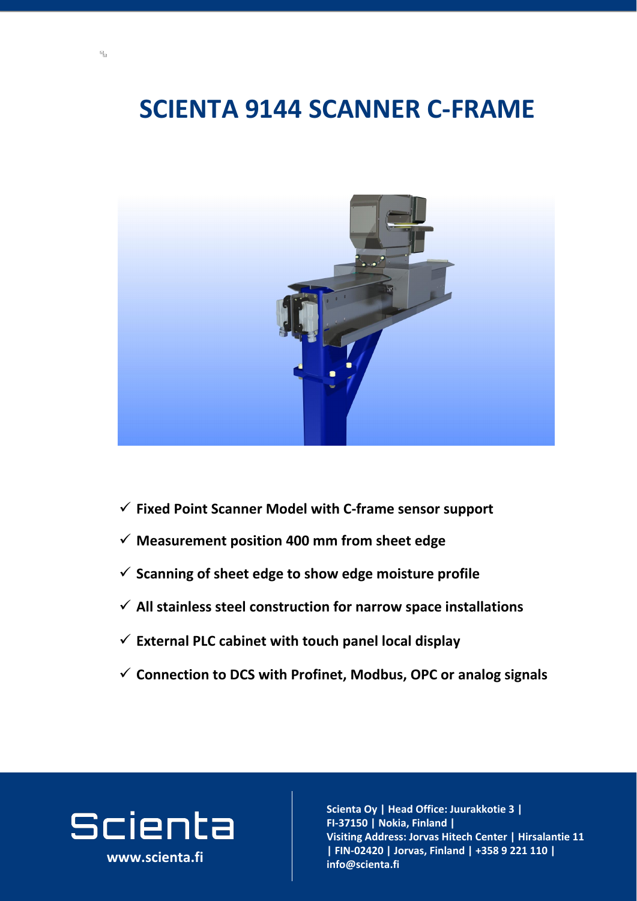# SCIENTA 9144 SCANNER C-FRAME

- ✓ **Fixed Point Scanner Model with C-frame sensor support**
- ✓ **Measurement position 400 mm from sheet edge**
- ✓ **Scanning of sheet edge to show edge moisture profile**
- ✓ **All stainless steel construction for narrow space installations**
- ✓ **External PLC cabinet with touch panel local display**
- ✓ **Connection to DCS with Profinet, Modbus, OPC or analog signals**

Scienta

**www.scienta.fi**

**Scienta Oy | Head Office: Juurakkotie 3 | FI-37150 | Nokia, Finland | Visiting Address: Jorvas Hitech Center | Hirsalantie 11 | FIN-02420 | Jorvas, Finland | +358 9 221 110 | info@scienta.fi**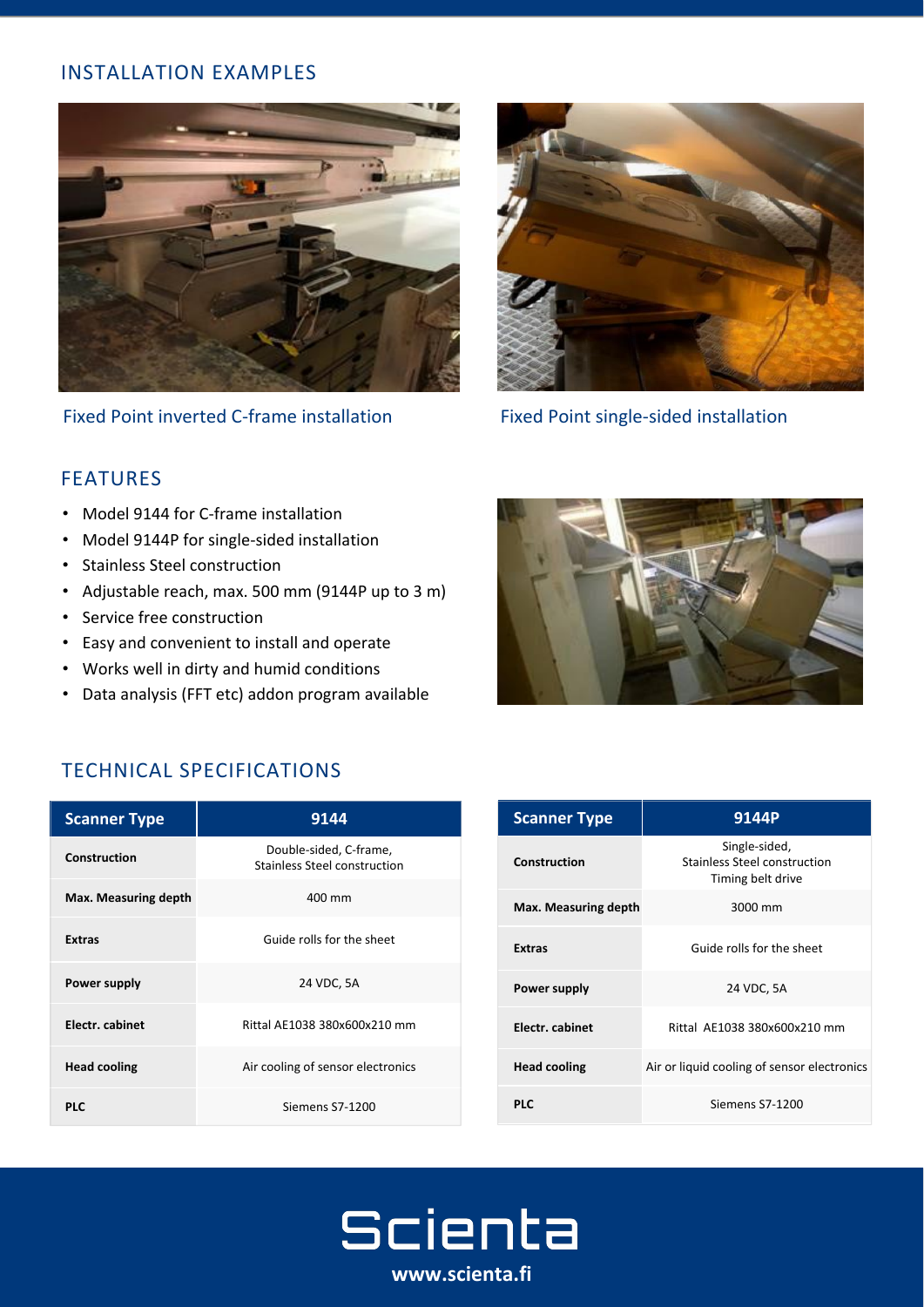## INSTALLATION EXAMPLES

Fixed Point inverted C-frame installation

Fixed Point single-sided installation

## FEATURES

- Model 9144 for C-frame installation
- Model 9144P for single-sided installation
- Stainless Steel construction
- Adjustable reach, max. 500 mm (9144P up to 3 m)
- Service free construction
- Easy and convenient to install and operate
- Works well in dirty and humid conditions
- Data analysis (FFT etc) addon program available

## TECHNICAL SPECIFICATIONS

| Scanner Type | 9144 |
|---|---|
| **Construction** | Double-sided, C-frame, Stainless Steel construction |
| **Max. Measuring depth** | 400 mm |
| **Extras** | Guide rolls for the sheet |
| **Power supply** | 24 VDC, 5A |
| **Electr. cabinet** | Rittal AE1038 380x600x210 mm |
| **Head cooling** | Air cooling of sensor electronics |
| **PLC** | Siemens S7-1200 |

| Scanner Type | 9144P |
|---|---|
| **Construction** | Single-sided, Stainless Steel construction Timing belt drive |
| **Max. Measuring depth** | 3000 mm |
| **Extras** | Guide rolls for the sheet |
| **Power supply** | 24 VDC, 5A |
| **Electr. cabinet** | Rittal AE1038 380x600x210 mm |
| **Head cooling** | Air or liquid cooling of sensor electronics |
| **PLC** | Siemens S7-1200 |

Scienta

**www.scienta.fi**